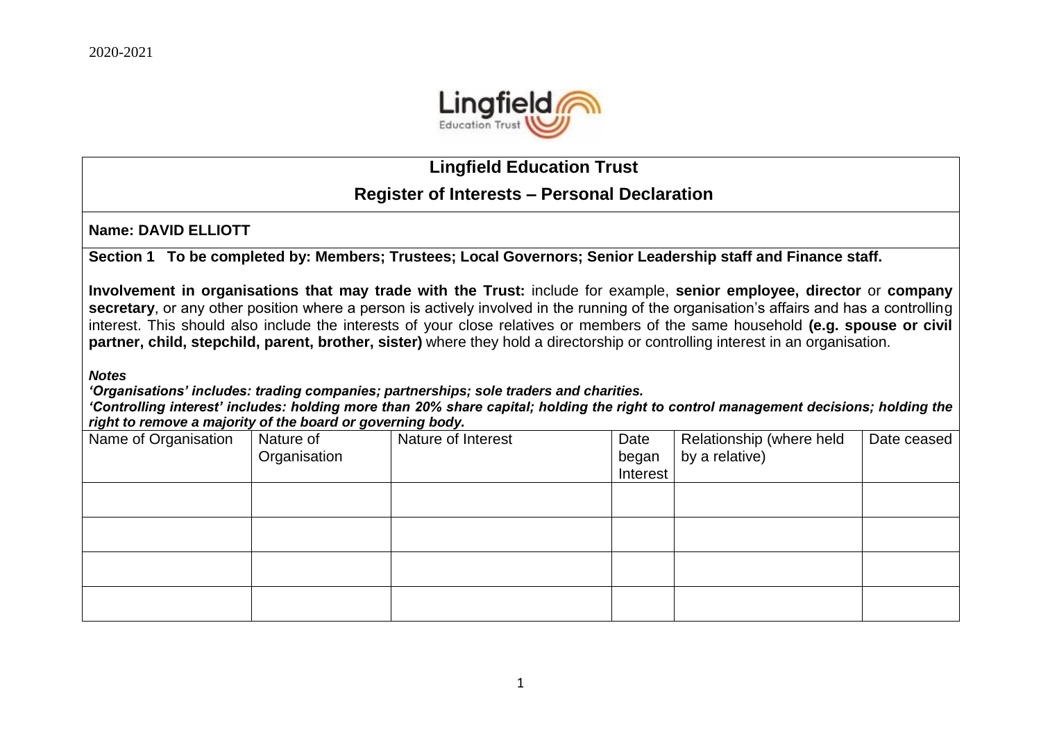2020-2021

# Lingfield Education Trust

## Register of Interests – Personal Declaration

**Name: DAVID ELLIOTT**

**Section 1 To be completed by: Members; Trustees; Local Governors; Senior Leadership staff and Finance staff.**

**Involvement in organisations that may trade with the Trust:** include for example, **senior employee, director** or **company secretary**, or any other position where a person is actively involved in the running of the organisation's affairs and has a controlling interest. This should also include the interests of your close relatives or members of the same household **(e.g. spouse or civil partner, child, stepchild, parent, brother, sister)** where they hold a directorship or controlling interest in an organisation.

***Notes***

***'Organisations' includes: trading companies; partnerships; sole traders and charities.***

***'Controlling interest' includes: holding more than 20% share capital; holding the right to control management decisions; holding the right to remove a majority of the board or governing body.***

| Name of Organisation | Nature of Organisation | Nature of Interest | Date began Interest | Relationship (where held by a relative) | Date ceased |
|---|---|---|---|---|---|
| | | | | | |
| | | | | | |
| | | | | | |
| | | | | | |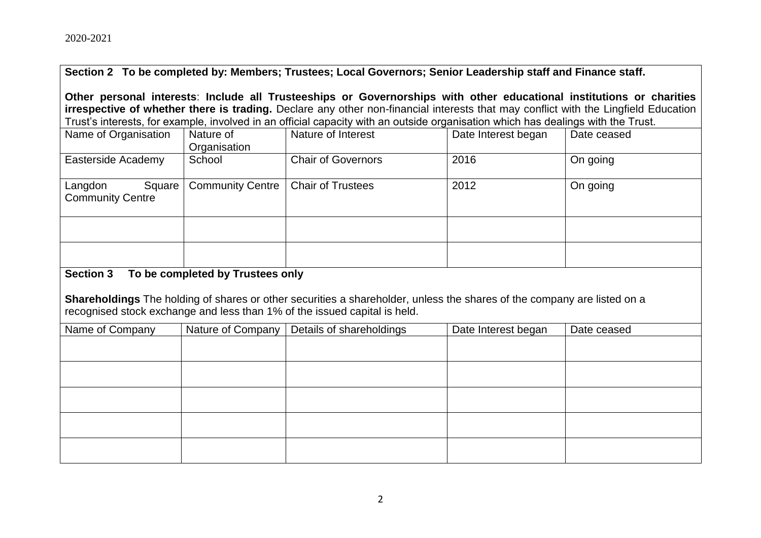2020-2021

**Section 2 To be completed by: Members; Trustees; Local Governors; Senior Leadership staff and Finance staff.**

**Other personal interests**: **Include all Trusteeships or Governorships with other educational institutions or charities irrespective of whether there is trading.** Declare any other non-financial interests that may conflict with the Lingfield Education Trust's interests, for example, involved in an official capacity with an outside organisation which has dealings with the Trust.

| Name of Organisation | Nature of Organisation | Nature of Interest | Date Interest began | Date ceased |
|---|---|---|---|---|
| Easterside Academy | School | Chair of Governors | 2016 | On going |
| Langdon Square Community Centre | Community Centre | Chair of Trustees | 2012 | On going |
| | | | | |
| | | | | |

**Section 3 To be completed by Trustees only**

**Shareholdings** The holding of shares or other securities a shareholder, unless the shares of the company are listed on a recognised stock exchange and less than 1% of the issued capital is held.

| Name of Company | Nature of Company | Details of shareholdings | Date Interest began | Date ceased |
|---|---|---|---|---|
| | | | | |
| | | | | |
| | | | | |
| | | | | |
| | | | | |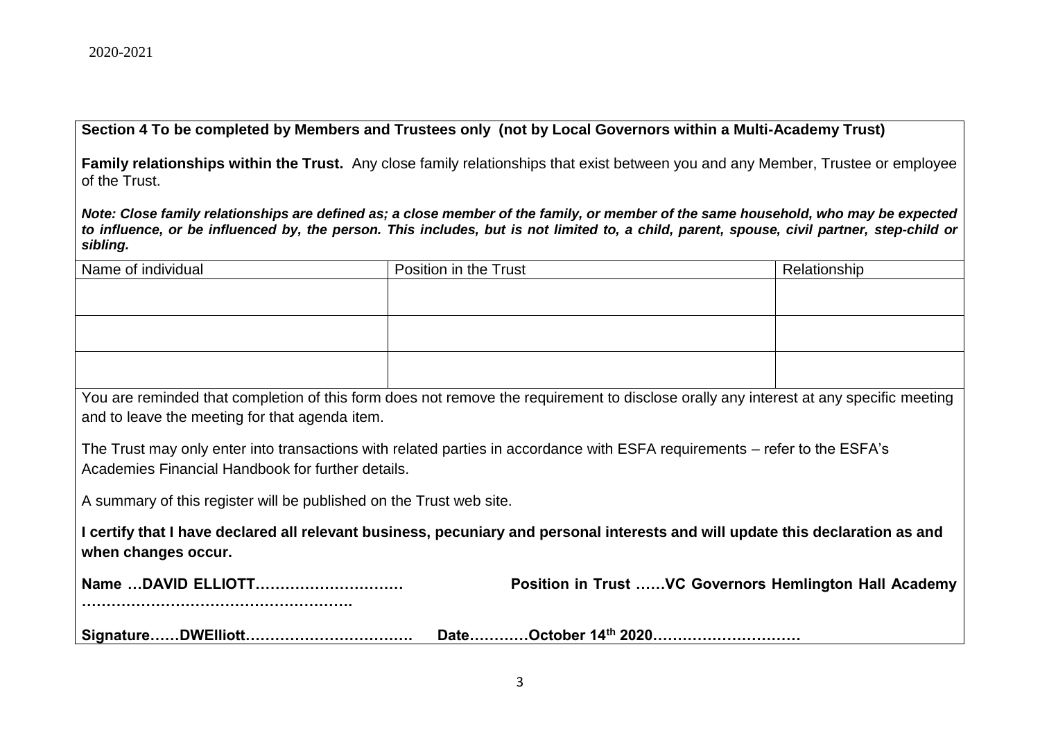**Section 4 To be completed by Members and Trustees only (not by Local Governors within a Multi-Academy Trust)**

**Family relationships within the Trust.** Any close family relationships that exist between you and any Member, Trustee or employee of the Trust.

***Note: Close family relationships are defined as; a close member of the family, or member of the same household, who may be expected to influence, or be influenced by, the person. This includes, but is not limited to, a child, parent, spouse, civil partner, step-child or sibling.***

| Name of individual | Position in the Trust | Relationship |
| --- | --- | --- |
| | | |
| | | |
| | | |

You are reminded that completion of this form does not remove the requirement to disclose orally any interest at any specific meeting and to leave the meeting for that agenda item.

The Trust may only enter into transactions with related parties in accordance with ESFA requirements – refer to the ESFA's Academies Financial Handbook for further details.

A summary of this register will be published on the Trust web site.

**I certify that I have declared all relevant business, pecuniary and personal interests and will update this declaration as and when changes occur.**

**Name …DAVID ELLIOTT…………………………  Position in Trust ……VC Governors Hemlington Hall Academy ……………………………………………….**

**Signature……DWElliott…………………………….  Date…………October 14th 2020…………………………**